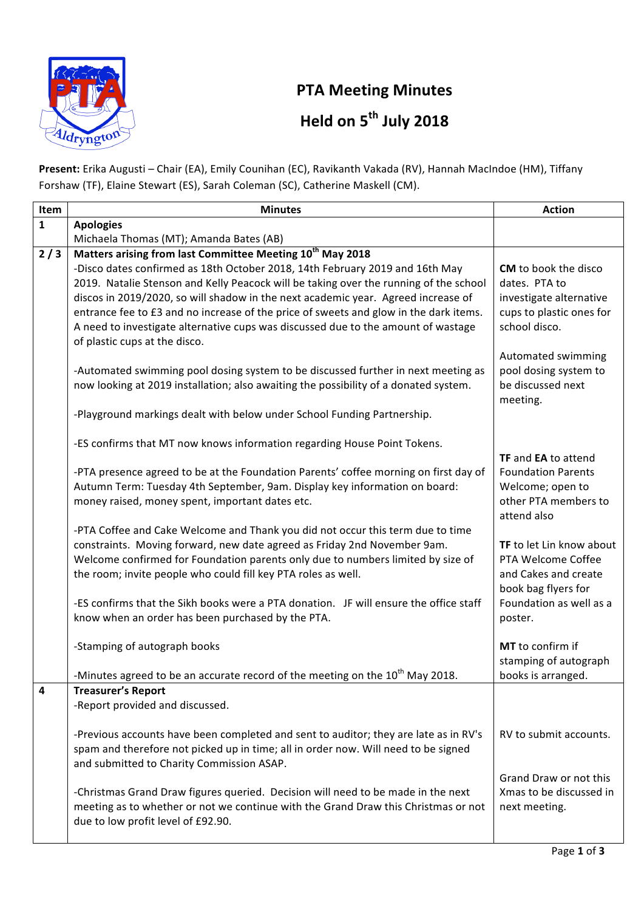# PTA Meeting Minutes

## Held on 5th July 2018

**Present:** Erika Augusti – Chair (EA), Emily Counihan (EC), Ravikanth Vakada (RV), Hannah MacIndoe (HM), Tiffany Forshaw (TF), Elaine Stewart (ES), Sarah Coleman (SC), Catherine Maskell (CM).

| Item | Minutes | Action |
|---|---|---|
| 1 | **Apologies**<br>Michaela Thomas (MT); Amanda Bates (AB) | |
| 2 / 3 | **Matters arising from last Committee Meeting 10th May 2018**<br>-Disco dates confirmed as 18th October 2018, 14th February 2019 and 16th May 2019. Natalie Stenson and Kelly Peacock will be taking over the running of the school discos in 2019/2020, so will shadow in the next academic year. Agreed increase of entrance fee to £3 and no increase of the price of sweets and glow in the dark items. A need to investigate alternative cups was discussed due to the amount of wastage of plastic cups at the disco. | **CM** to book the disco dates. PTA to investigate alternative cups to plastic ones for school disco. |
| | -Automated swimming pool dosing system to be discussed further in next meeting as now looking at 2019 installation; also awaiting the possibility of a donated system. | Automated swimming pool dosing system to be discussed next meeting. |
| | -Playground markings dealt with below under School Funding Partnership. | |
| | -ES confirms that MT now knows information regarding House Point Tokens. | |
| | -PTA presence agreed to be at the Foundation Parents' coffee morning on first day of Autumn Term: Tuesday 4th September, 9am. Display key information on board: money raised, money spent, important dates etc. | **TF** and **EA** to attend Foundation Parents Welcome; open to other PTA members to attend also |
| | -PTA Coffee and Cake Welcome and Thank you did not occur this term due to time constraints. Moving forward, new date agreed as Friday 2nd November 9am. Welcome confirmed for Foundation parents only due to numbers limited by size of the room; invite people who could fill key PTA roles as well. | **TF** to let Lin know about PTA Welcome Coffee and Cakes and create book bag flyers for Foundation as well as a poster. |
| | -ES confirms that the Sikh books were a PTA donation. JF will ensure the office staff know when an order has been purchased by the PTA. | |
| | -Stamping of autograph books<br><br>-Minutes agreed to be an accurate record of the meeting on the 10th May 2018. | **MT** to confirm if stamping of autograph books is arranged. |
| 4 | **Treasurer's Report**<br>-Report provided and discussed. | |
| | -Previous accounts have been completed and sent to auditor; they are late as in RV's spam and therefore not picked up in time; all in order now. Will need to be signed and submitted to Charity Commission ASAP. | RV to submit accounts. |
| | -Christmas Grand Draw figures queried. Decision will need to be made in the next meeting as to whether or not we continue with the Grand Draw this Christmas or not due to low profit level of £92.90. | Grand Draw or not this Xmas to be discussed in next meeting. |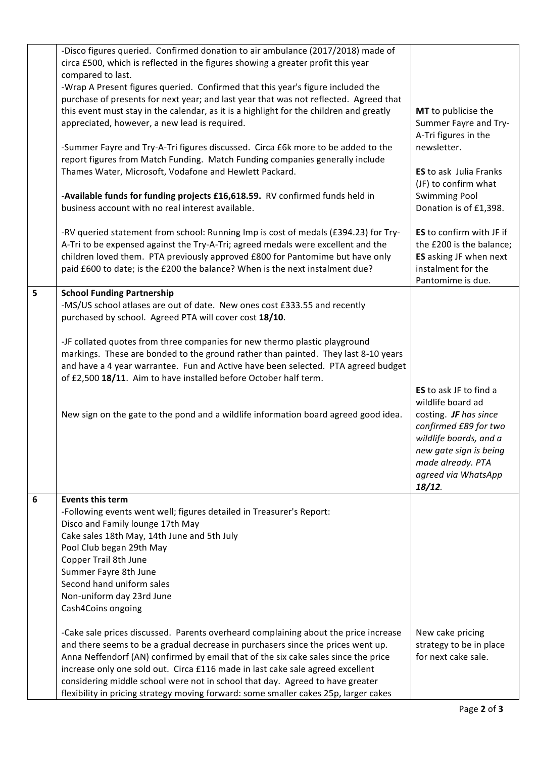| | | |
|---|---|---|
| | -Disco figures queried. Confirmed donation to air ambulance (2017/2018) made of circa £500, which is reflected in the figures showing a greater profit this year compared to last.<br>-Wrap A Present figures queried. Confirmed that this year's figure included the purchase of presents for next year; and last year that was not reflected. Agreed that this event must stay in the calendar, as it is a highlight for the children and greatly appreciated, however, a new lead is required.<br><br>-Summer Fayre and Try-A-Tri figures discussed. Circa £6k more to be added to the report figures from Match Funding. Match Funding companies generally include Thames Water, Microsoft, Vodafone and Hewlett Packard.<br><br>-**Available funds for funding projects £16,618.59.** RV confirmed funds held in business account with no real interest available.<br><br>-RV queried statement from school: Running Imp is cost of medals (£394.23) for Try-A-Tri to be expensed against the Try-A-Tri; agreed medals were excellent and the children loved them. PTA previously approved £800 for Pantomime but have only paid £600 to date; is the £200 the balance? When is the next instalment due? | **MT** to publicise the Summer Fayre and Try-A-Tri figures in the newsletter.<br><br>**ES** to ask Julia Franks (JF) to confirm what Swimming Pool Donation is of £1,398.<br><br>**ES** to confirm with JF if the £200 is the balance; **ES** asking JF when next instalment for the Pantomime is due. |
| **5** | **School Funding Partnership**<br>-MS/US school atlases are out of date. New ones cost £333.55 and recently purchased by school. Agreed PTA will cover cost **18/10**.<br><br>-JF collated quotes from three companies for new thermo plastic playground markings. These are bonded to the ground rather than painted. They last 8-10 years and have a 4 year warrantee. Fun and Active have been selected. PTA agreed budget of £2,500 **18/11**. Aim to have installed before October half term.<br><br>New sign on the gate to the pond and a wildlife information board agreed good idea. | **ES** to ask JF to find a wildlife board ad costing. ***JF*** *has since confirmed £89 for two wildlife boards, and a new gate sign is being made already. PTA agreed via WhatsApp* ***18/12****.* |
| **6** | **Events this term**<br>-Following events went well; figures detailed in Treasurer's Report:<br>Disco and Family lounge 17th May<br>Cake sales 18th May, 14th June and 5th July<br>Pool Club began 29th May<br>Copper Trail 8th June<br>Summer Fayre 8th June<br>Second hand uniform sales<br>Non-uniform day 23rd June<br>Cash4Coins ongoing<br><br>-Cake sale prices discussed. Parents overheard complaining about the price increase and there seems to be a gradual decrease in purchasers since the prices went up. Anna Neffendorf (AN) confirmed by email that of the six cake sales since the price increase only one sold out. Circa £116 made in last cake sale agreed excellent considering middle school were not in school that day. Agreed to have greater flexibility in pricing strategy moving forward: some smaller cakes 25p, larger cakes | New cake pricing strategy to be in place for next cake sale. |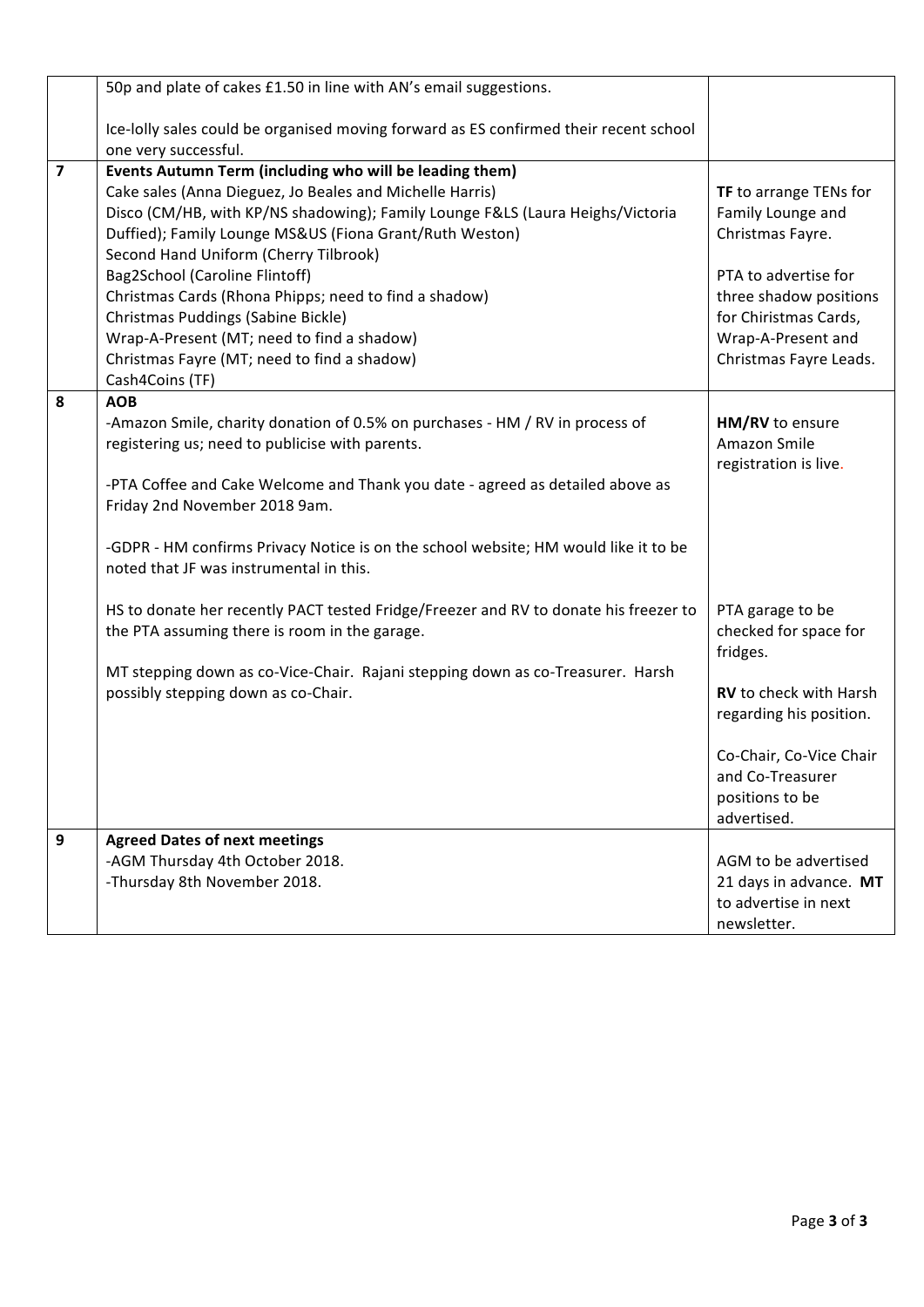| | | |
|---|---|---|
| | 50p and plate of cakes £1.50 in line with AN's email suggestions.<br><br>Ice-lolly sales could be organised moving forward as ES confirmed their recent school one very successful. | |
| **7** | **Events Autumn Term (including who will be leading them)**<br>Cake sales (Anna Dieguez, Jo Beales and Michelle Harris)<br>Disco (CM/HB, with KP/NS shadowing); Family Lounge F&LS (Laura Heighs/Victoria Duffied); Family Lounge MS&US (Fiona Grant/Ruth Weston)<br>Second Hand Uniform (Cherry Tilbrook)<br>Bag2School (Caroline Flintoff)<br>Christmas Cards (Rhona Phipps; need to find a shadow)<br>Christmas Puddings (Sabine Bickle)<br>Wrap-A-Present (MT; need to find a shadow)<br>Christmas Fayre (MT; need to find a shadow)<br>Cash4Coins (TF) | **TF** to arrange TENs for Family Lounge and Christmas Fayre.<br><br>PTA to advertise for three shadow positions for Chiristmas Cards, Wrap-A-Present and Christmas Fayre Leads. |
| **8** | **AOB**<br>-Amazon Smile, charity donation of 0.5% on purchases - HM / RV in process of registering us; need to publicise with parents.<br><br>-PTA Coffee and Cake Welcome and Thank you date - agreed as detailed above as Friday 2nd November 2018 9am.<br><br>-GDPR - HM confirms Privacy Notice is on the school website; HM would like it to be noted that JF was instrumental in this.<br><br>HS to donate her recently PACT tested Fridge/Freezer and RV to donate his freezer to the PTA assuming there is room in the garage.<br><br>MT stepping down as co-Vice-Chair. Rajani stepping down as co-Treasurer. Harsh possibly stepping down as co-Chair. | **HM/RV** to ensure Amazon Smile registration is live.<br><br>PTA garage to be checked for space for fridges.<br><br>**RV** to check with Harsh regarding his position.<br><br>Co-Chair, Co-Vice Chair and Co-Treasurer positions to be advertised. |
| **9** | **Agreed Dates of next meetings**<br>-AGM Thursday 4th October 2018.<br>-Thursday 8th November 2018. | AGM to be advertised 21 days in advance. **MT** to advertise in next newsletter. |